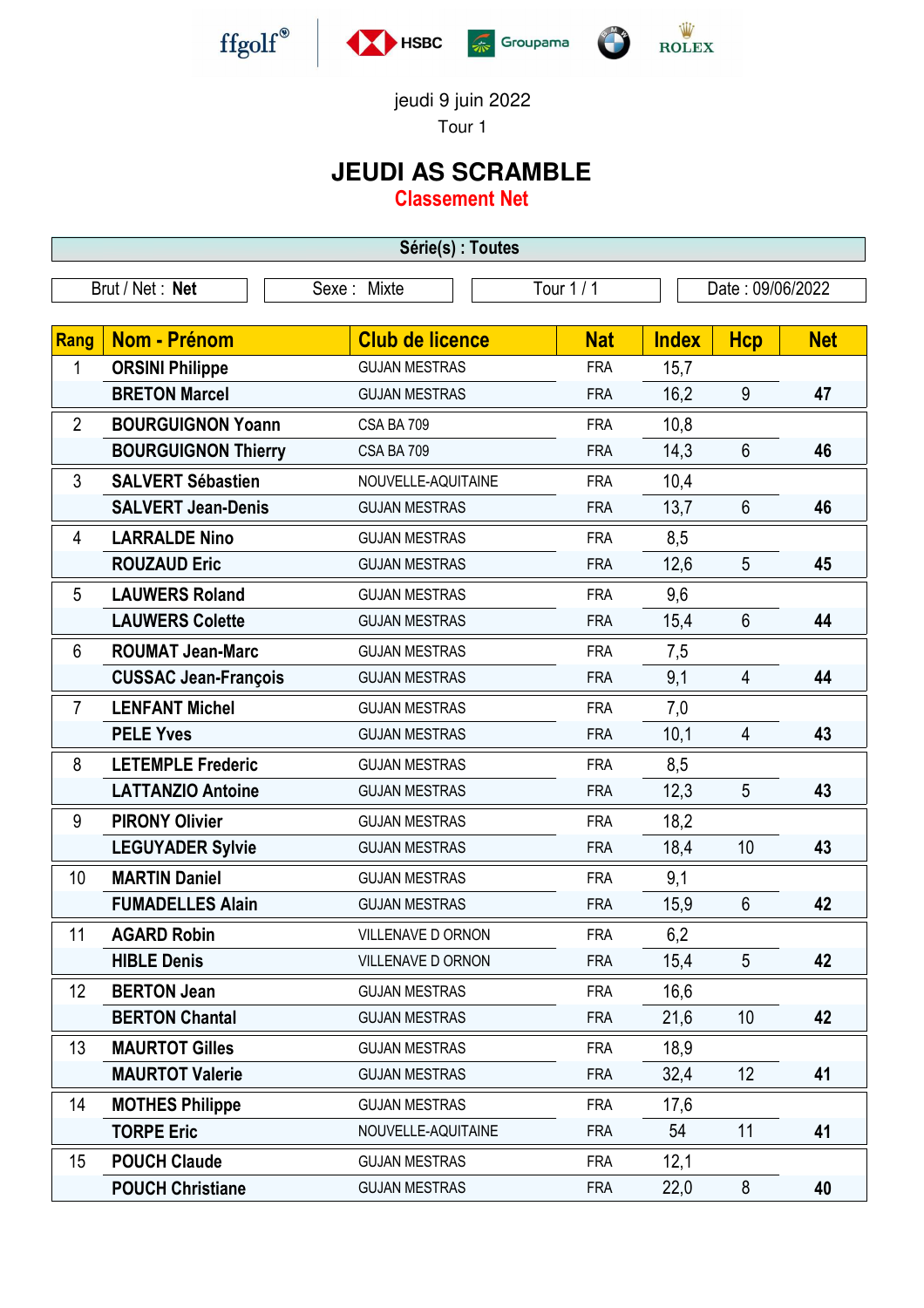ffgolf® HSBC Groupama ROLEX

jeudi 9 juin 2022

Tour 1

# JEUDI AS SCRAMBLE

## Classement Net

**Série(s) : Toutes**

| Brut / Net : **Net** | Sexe : Mixte | Tour 1 / 1 | Date : 09/06/2022 |
|---|---|---|---|

| Rang | Nom - Prénom | Club de licence | Nat | Index | Hcp | Net |
|---|---|---|---|---|---|---|
| 1 | **ORSINI Philippe** | GUJAN MESTRAS | FRA | 15,7 | | |
| | **BRETON Marcel** | GUJAN MESTRAS | FRA | 16,2 | 9 | **47** |
| 2 | **BOURGUIGNON Yoann** | CSA BA 709 | FRA | 10,8 | | |
| | **BOURGUIGNON Thierry** | CSA BA 709 | FRA | 14,3 | 6 | **46** |
| 3 | **SALVERT Sébastien** | NOUVELLE-AQUITAINE | FRA | 10,4 | | |
| | **SALVERT Jean-Denis** | GUJAN MESTRAS | FRA | 13,7 | 6 | **46** |
| 4 | **LARRALDE Nino** | GUJAN MESTRAS | FRA | 8,5 | | |
| | **ROUZAUD Eric** | GUJAN MESTRAS | FRA | 12,6 | 5 | **45** |
| 5 | **LAUWERS Roland** | GUJAN MESTRAS | FRA | 9,6 | | |
| | **LAUWERS Colette** | GUJAN MESTRAS | FRA | 15,4 | 6 | **44** |
| 6 | **ROUMAT Jean-Marc** | GUJAN MESTRAS | FRA | 7,5 | | |
| | **CUSSAC Jean-François** | GUJAN MESTRAS | FRA | 9,1 | 4 | **44** |
| 7 | **LENFANT Michel** | GUJAN MESTRAS | FRA | 7,0 | | |
| | **PELE Yves** | GUJAN MESTRAS | FRA | 10,1 | 4 | **43** |
| 8 | **LETEMPLE Frederic** | GUJAN MESTRAS | FRA | 8,5 | | |
| | **LATTANZIO Antoine** | GUJAN MESTRAS | FRA | 12,3 | 5 | **43** |
| 9 | **PIRONY Olivier** | GUJAN MESTRAS | FRA | 18,2 | | |
| | **LEGUYADER Sylvie** | GUJAN MESTRAS | FRA | 18,4 | 10 | **43** |
| 10 | **MARTIN Daniel** | GUJAN MESTRAS | FRA | 9,1 | | |
| | **FUMADELLES Alain** | GUJAN MESTRAS | FRA | 15,9 | 6 | **42** |
| 11 | **AGARD Robin** | VILLENAVE D ORNON | FRA | 6,2 | | |
| | **HIBLE Denis** | VILLENAVE D ORNON | FRA | 15,4 | 5 | **42** |
| 12 | **BERTON Jean** | GUJAN MESTRAS | FRA | 16,6 | | |
| | **BERTON Chantal** | GUJAN MESTRAS | FRA | 21,6 | 10 | **42** |
| 13 | **MAURTOT Gilles** | GUJAN MESTRAS | FRA | 18,9 | | |
| | **MAURTOT Valerie** | GUJAN MESTRAS | FRA | 32,4 | 12 | **41** |
| 14 | **MOTHES Philippe** | GUJAN MESTRAS | FRA | 17,6 | | |
| | **TORPE Eric** | NOUVELLE-AQUITAINE | FRA | 54 | 11 | **41** |
| 15 | **POUCH Claude** | GUJAN MESTRAS | FRA | 12,1 | | |
| | **POUCH Christiane** | GUJAN MESTRAS | FRA | 22,0 | 8 | **40** |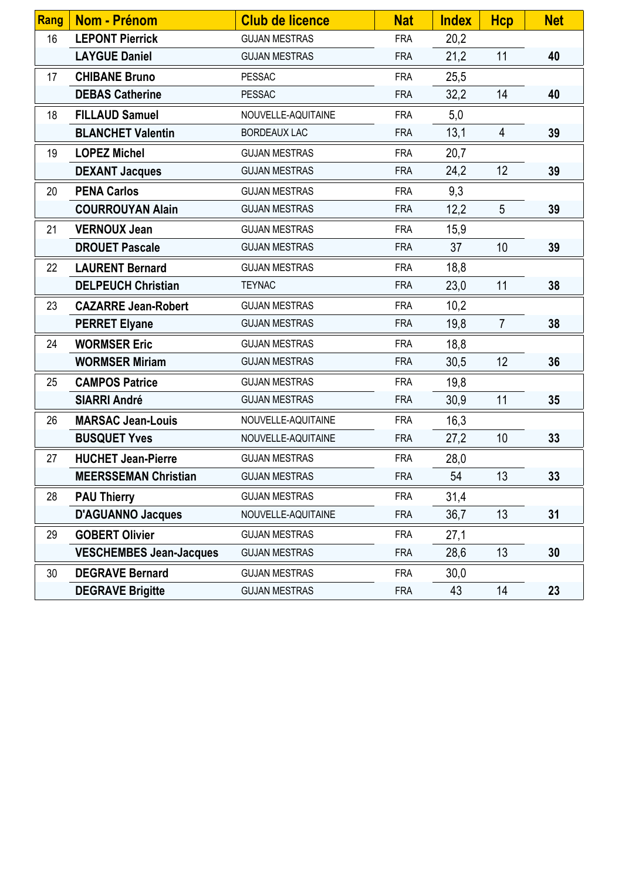| Rang | Nom - Prénom | Club de licence | Nat | Index | Hcp | Net |
|---|---|---|---|---|---|---|
| 16 | **LEPONT Pierrick** | GUJAN MESTRAS | FRA | 20,2 | | |
| | **LAYGUE Daniel** | GUJAN MESTRAS | FRA | 21,2 | 11 | **40** |
| 17 | **CHIBANE Bruno** | PESSAC | FRA | 25,5 | | |
| | **DEBAS Catherine** | PESSAC | FRA | 32,2 | 14 | **40** |
| 18 | **FILLAUD Samuel** | NOUVELLE-AQUITAINE | FRA | 5,0 | | |
| | **BLANCHET Valentin** | BORDEAUX LAC | FRA | 13,1 | 4 | **39** |
| 19 | **LOPEZ Michel** | GUJAN MESTRAS | FRA | 20,7 | | |
| | **DEXANT Jacques** | GUJAN MESTRAS | FRA | 24,2 | 12 | **39** |
| 20 | **PENA Carlos** | GUJAN MESTRAS | FRA | 9,3 | | |
| | **COURROUYAN Alain** | GUJAN MESTRAS | FRA | 12,2 | 5 | **39** |
| 21 | **VERNOUX Jean** | GUJAN MESTRAS | FRA | 15,9 | | |
| | **DROUET Pascale** | GUJAN MESTRAS | FRA | 37 | 10 | **39** |
| 22 | **LAURENT Bernard** | GUJAN MESTRAS | FRA | 18,8 | | |
| | **DELPEUCH Christian** | TEYNAC | FRA | 23,0 | 11 | **38** |
| 23 | **CAZARRE Jean-Robert** | GUJAN MESTRAS | FRA | 10,2 | | |
| | **PERRET Elyane** | GUJAN MESTRAS | FRA | 19,8 | 7 | **38** |
| 24 | **WORMSER Eric** | GUJAN MESTRAS | FRA | 18,8 | | |
| | **WORMSER Miriam** | GUJAN MESTRAS | FRA | 30,5 | 12 | **36** |
| 25 | **CAMPOS Patrice** | GUJAN MESTRAS | FRA | 19,8 | | |
| | **SIARRI André** | GUJAN MESTRAS | FRA | 30,9 | 11 | **35** |
| 26 | **MARSAC Jean-Louis** | NOUVELLE-AQUITAINE | FRA | 16,3 | | |
| | **BUSQUET Yves** | NOUVELLE-AQUITAINE | FRA | 27,2 | 10 | **33** |
| 27 | **HUCHET Jean-Pierre** | GUJAN MESTRAS | FRA | 28,0 | | |
| | **MEERSSEMAN Christian** | GUJAN MESTRAS | FRA | 54 | 13 | **33** |
| 28 | **PAU Thierry** | GUJAN MESTRAS | FRA | 31,4 | | |
| | **D'AGUANNO Jacques** | NOUVELLE-AQUITAINE | FRA | 36,7 | 13 | **31** |
| 29 | **GOBERT Olivier** | GUJAN MESTRAS | FRA | 27,1 | | |
| | **VESCHEMBES Jean-Jacques** | GUJAN MESTRAS | FRA | 28,6 | 13 | **30** |
| 30 | **DEGRAVE Bernard** | GUJAN MESTRAS | FRA | 30,0 | | |
| | **DEGRAVE Brigitte** | GUJAN MESTRAS | FRA | 43 | 14 | **23** |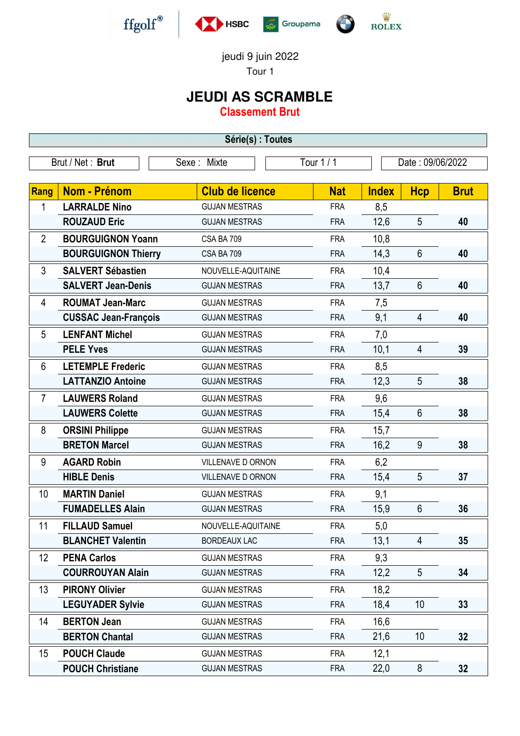ffgolf® HSBC Groupama ROLEX

jeudi 9 juin 2022

Tour 1

# JEUDI AS SCRAMBLE

## Classement Brut

**Série(s) : Toutes**

| Brut / Net : **Brut** | Sexe : Mixte | Tour 1 / 1 | Date : 09/06/2022 |
|---|---|---|---|

| Rang | Nom - Prénom | Club de licence | Nat | Index | Hcp | Brut |
|---|---|---|---|---|---|---|
| 1 | **LARRALDE Nino** | GUJAN MESTRAS | FRA | 8,5 | | |
| | **ROUZAUD Eric** | GUJAN MESTRAS | FRA | 12,6 | 5 | **40** |
| 2 | **BOURGUIGNON Yoann** | CSA BA 709 | FRA | 10,8 | | |
| | **BOURGUIGNON Thierry** | CSA BA 709 | FRA | 14,3 | 6 | **40** |
| 3 | **SALVERT Sébastien** | NOUVELLE-AQUITAINE | FRA | 10,4 | | |
| | **SALVERT Jean-Denis** | GUJAN MESTRAS | FRA | 13,7 | 6 | **40** |
| 4 | **ROUMAT Jean-Marc** | GUJAN MESTRAS | FRA | 7,5 | | |
| | **CUSSAC Jean-François** | GUJAN MESTRAS | FRA | 9,1 | 4 | **40** |
| 5 | **LENFANT Michel** | GUJAN MESTRAS | FRA | 7,0 | | |
| | **PELE Yves** | GUJAN MESTRAS | FRA | 10,1 | 4 | **39** |
| 6 | **LETEMPLE Frederic** | GUJAN MESTRAS | FRA | 8,5 | | |
| | **LATTANZIO Antoine** | GUJAN MESTRAS | FRA | 12,3 | 5 | **38** |
| 7 | **LAUWERS Roland** | GUJAN MESTRAS | FRA | 9,6 | | |
| | **LAUWERS Colette** | GUJAN MESTRAS | FRA | 15,4 | 6 | **38** |
| 8 | **ORSINI Philippe** | GUJAN MESTRAS | FRA | 15,7 | | |
| | **BRETON Marcel** | GUJAN MESTRAS | FRA | 16,2 | 9 | **38** |
| 9 | **AGARD Robin** | VILLENAVE D ORNON | FRA | 6,2 | | |
| | **HIBLE Denis** | VILLENAVE D ORNON | FRA | 15,4 | 5 | **37** |
| 10 | **MARTIN Daniel** | GUJAN MESTRAS | FRA | 9,1 | | |
| | **FUMADELLES Alain** | GUJAN MESTRAS | FRA | 15,9 | 6 | **36** |
| 11 | **FILLAUD Samuel** | NOUVELLE-AQUITAINE | FRA | 5,0 | | |
| | **BLANCHET Valentin** | BORDEAUX LAC | FRA | 13,1 | 4 | **35** |
| 12 | **PENA Carlos** | GUJAN MESTRAS | FRA | 9,3 | | |
| | **COURROUYAN Alain** | GUJAN MESTRAS | FRA | 12,2 | 5 | **34** |
| 13 | **PIRONY Olivier** | GUJAN MESTRAS | FRA | 18,2 | | |
| | **LEGUYADER Sylvie** | GUJAN MESTRAS | FRA | 18,4 | 10 | **33** |
| 14 | **BERTON Jean** | GUJAN MESTRAS | FRA | 16,6 | | |
| | **BERTON Chantal** | GUJAN MESTRAS | FRA | 21,6 | 10 | **32** |
| 15 | **POUCH Claude** | GUJAN MESTRAS | FRA | 12,1 | | |
| | **POUCH Christiane** | GUJAN MESTRAS | FRA | 22,0 | 8 | **32** |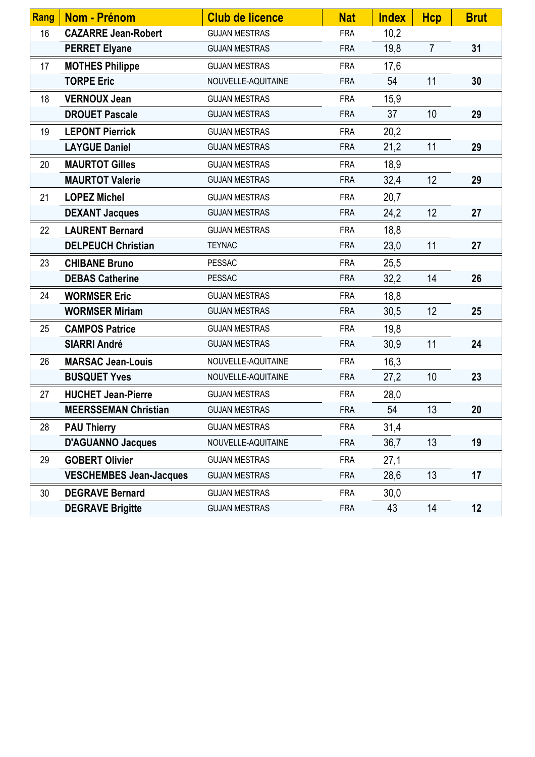| Rang | Nom - Prénom | Club de licence | Nat | Index | Hcp | Brut |
|---|---|---|---|---|---|---|
| 16 | **CAZARRE Jean-Robert** | GUJAN MESTRAS | FRA | 10,2 | | |
| | **PERRET Elyane** | GUJAN MESTRAS | FRA | 19,8 | 7 | **31** |
| 17 | **MOTHES Philippe** | GUJAN MESTRAS | FRA | 17,6 | | |
| | **TORPE Eric** | NOUVELLE-AQUITAINE | FRA | 54 | 11 | **30** |
| 18 | **VERNOUX Jean** | GUJAN MESTRAS | FRA | 15,9 | | |
| | **DROUET Pascale** | GUJAN MESTRAS | FRA | 37 | 10 | **29** |
| 19 | **LEPONT Pierrick** | GUJAN MESTRAS | FRA | 20,2 | | |
| | **LAYGUE Daniel** | GUJAN MESTRAS | FRA | 21,2 | 11 | **29** |
| 20 | **MAURTOT Gilles** | GUJAN MESTRAS | FRA | 18,9 | | |
| | **MAURTOT Valerie** | GUJAN MESTRAS | FRA | 32,4 | 12 | **29** |
| 21 | **LOPEZ Michel** | GUJAN MESTRAS | FRA | 20,7 | | |
| | **DEXANT Jacques** | GUJAN MESTRAS | FRA | 24,2 | 12 | **27** |
| 22 | **LAURENT Bernard** | GUJAN MESTRAS | FRA | 18,8 | | |
| | **DELPEUCH Christian** | TEYNAC | FRA | 23,0 | 11 | **27** |
| 23 | **CHIBANE Bruno** | PESSAC | FRA | 25,5 | | |
| | **DEBAS Catherine** | PESSAC | FRA | 32,2 | 14 | **26** |
| 24 | **WORMSER Eric** | GUJAN MESTRAS | FRA | 18,8 | | |
| | **WORMSER Miriam** | GUJAN MESTRAS | FRA | 30,5 | 12 | **25** |
| 25 | **CAMPOS Patrice** | GUJAN MESTRAS | FRA | 19,8 | | |
| | **SIARRI André** | GUJAN MESTRAS | FRA | 30,9 | 11 | **24** |
| 26 | **MARSAC Jean-Louis** | NOUVELLE-AQUITAINE | FRA | 16,3 | | |
| | **BUSQUET Yves** | NOUVELLE-AQUITAINE | FRA | 27,2 | 10 | **23** |
| 27 | **HUCHET Jean-Pierre** | GUJAN MESTRAS | FRA | 28,0 | | |
| | **MEERSSEMAN Christian** | GUJAN MESTRAS | FRA | 54 | 13 | **20** |
| 28 | **PAU Thierry** | GUJAN MESTRAS | FRA | 31,4 | | |
| | **D'AGUANNO Jacques** | NOUVELLE-AQUITAINE | FRA | 36,7 | 13 | **19** |
| 29 | **GOBERT Olivier** | GUJAN MESTRAS | FRA | 27,1 | | |
| | **VESCHEMBES Jean-Jacques** | GUJAN MESTRAS | FRA | 28,6 | 13 | **17** |
| 30 | **DEGRAVE Bernard** | GUJAN MESTRAS | FRA | 30,0 | | |
| | **DEGRAVE Brigitte** | GUJAN MESTRAS | FRA | 43 | 14 | **12** |